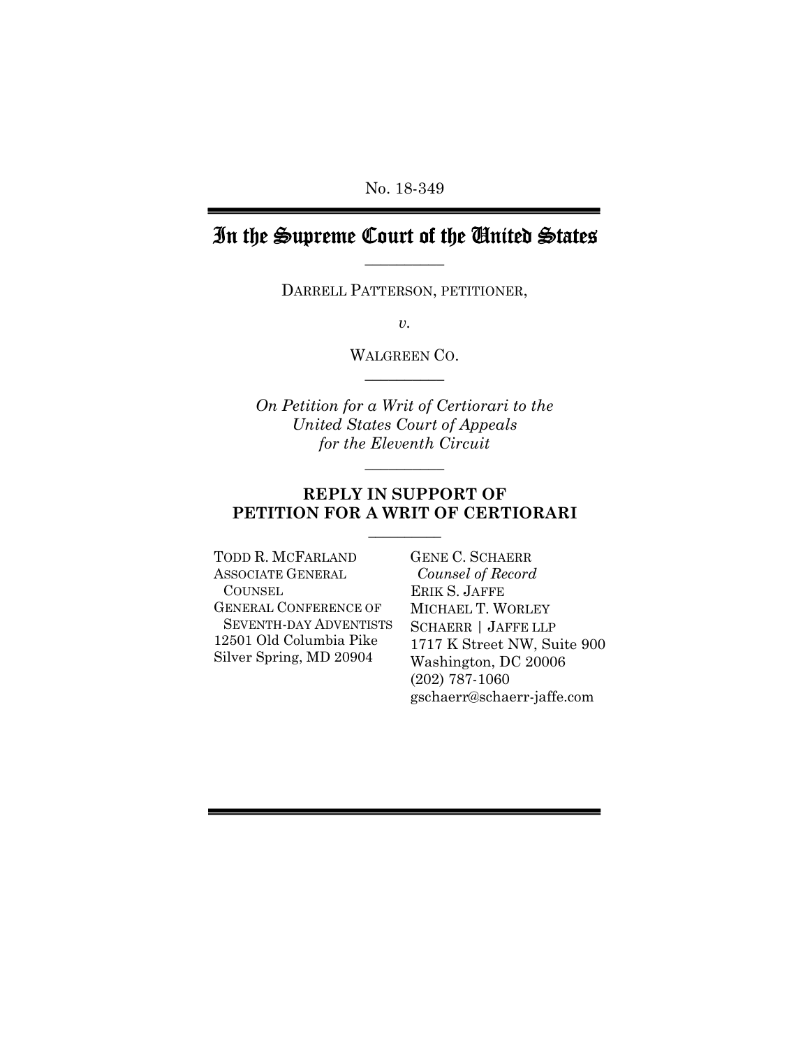No. 18-349

# In the Supreme Court of the United States

__________

DARRELL PATTERSON, PETITIONER,

*v.*

WALGREEN CO.

__________

*On Petition for a Writ of Certiorari to the United States Court of Appeals for the Eleventh Circuit*

__________

## REPLY IN SUPPORT OF PETITION FOR A WRIT OF CERTIORARI

__________

TODD R. MCFARLAND
ASSOCIATE GENERAL COUNSEL
GENERAL CONFERENCE OF SEVENTH-DAY ADVENTISTS
12501 Old Columbia Pike
Silver Spring, MD 20904

GENE C. SCHAERR
*Counsel of Record*
ERIK S. JAFFE
MICHAEL T. WORLEY
SCHAERR | JAFFE LLP
1717 K Street NW, Suite 900
Washington, DC 20006
(202) 787-1060
gschaerr@schaerr-jaffe.com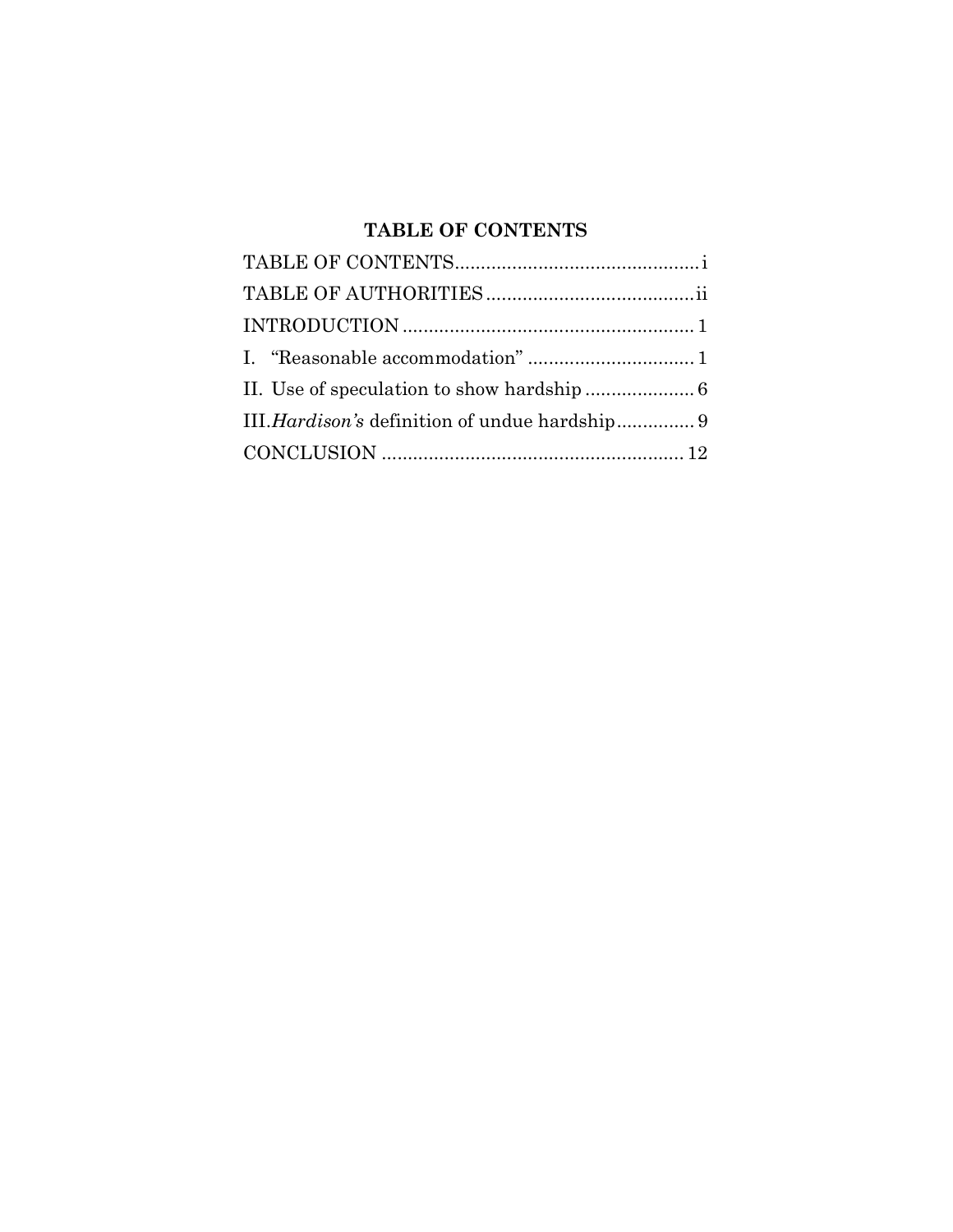# TABLE OF CONTENTS

TABLE OF CONTENTS .............................................. i

TABLE OF AUTHORITIES ........................................ ii

INTRODUCTION ....................................................... 1

I. "Reasonable accommodation" ................................ 1

II. Use of speculation to show hardship ..................... 6

III. *Hardison's* definition of undue hardship ............... 9

CONCLUSION ......................................................... 12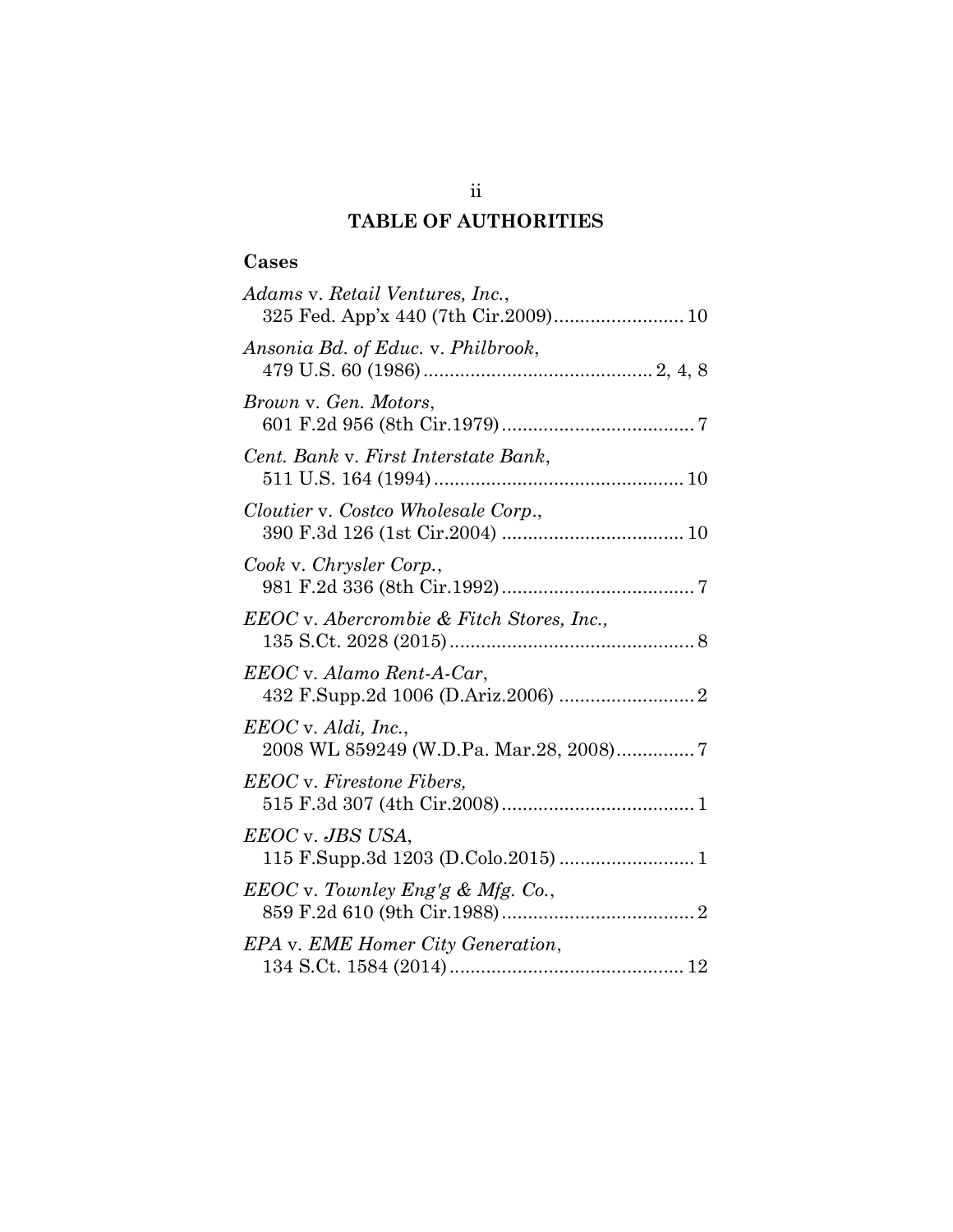# TABLE OF AUTHORITIES

## Cases

*Adams* v. *Retail Ventures, Inc.*, 325 Fed. App'x 440 (7th Cir.2009)........................ 10

*Ansonia Bd. of Educ.* v. *Philbrook*, 479 U.S. 60 (1986)........................................... 2, 4, 8

*Brown* v. *Gen. Motors*, 601 F.2d 956 (8th Cir.1979)..................................... 7

*Cent. Bank* v. *First Interstate Bank*, 511 U.S. 164 (1994)................................................ 10

*Cloutier* v. *Costco Wholesale Corp.*, 390 F.3d 126 (1st Cir.2004) .................................. 10

*Cook* v. *Chrysler Corp.*, 981 F.2d 336 (8th Cir.1992)..................................... 7

*EEOC* v. *Abercrombie & Fitch Stores, Inc.*, 135 S.Ct. 2028 (2015)............................................... 8

*EEOC* v. *Alamo Rent-A-Car*, 432 F.Supp.2d 1006 (D.Ariz.2006) .......................... 2

*EEOC* v. *Aldi, Inc.*, 2008 WL 859249 (W.D.Pa. Mar.28, 2008)............... 7

*EEOC* v. *Firestone Fibers*, 515 F.3d 307 (4th Cir.2008)..................................... 1

*EEOC* v. *JBS USA*, 115 F.Supp.3d 1203 (D.Colo.2015) .......................... 1

*EEOC* v. *Townley Eng'g & Mfg. Co.*, 859 F.2d 610 (9th Cir.1988)..................................... 2

*EPA* v. *EME Homer City Generation*, 134 S.Ct. 1584 (2014)............................................ 12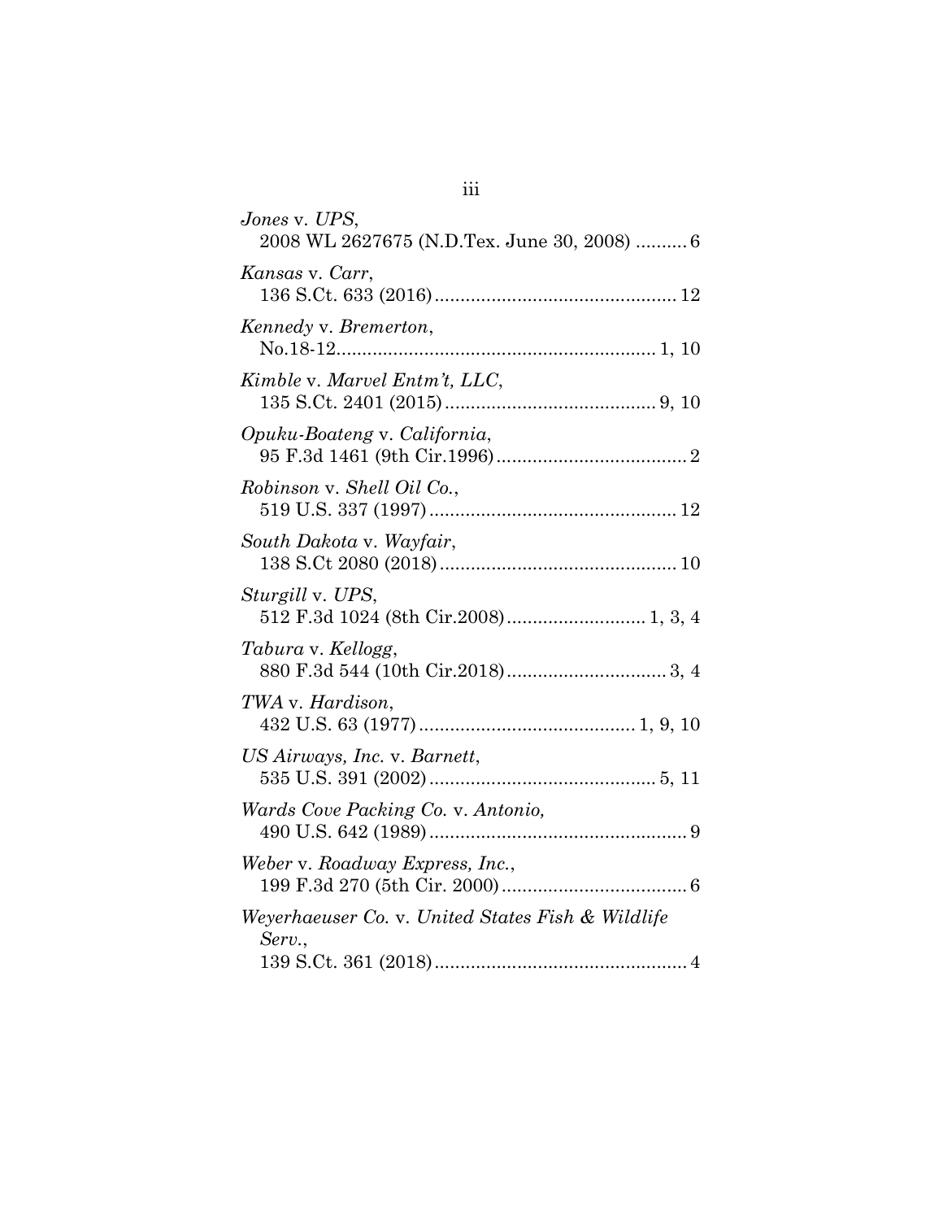*Jones* v. *UPS*,
2008 WL 2627675 (N.D.Tex. June 30, 2008) .......... 6

*Kansas* v. *Carr*,
136 S.Ct. 633 (2016) .............................................. 12

*Kennedy* v. *Bremerton*,
No.18-12 ............................................................ 1, 10

*Kimble* v. *Marvel Entm't, LLC*,
135 S.Ct. 2401 (2015) ........................................ 9, 10

*Opuku-Boateng* v. *California*,
95 F.3d 1461 (9th Cir.1996) .................................... 2

*Robinson* v. *Shell Oil Co.*,
519 U.S. 337 (1997) ............................................... 12

*South Dakota* v. *Wayfair*,
138 S.Ct 2080 (2018) ............................................. 10

*Sturgill* v. *UPS*,
512 F.3d 1024 (8th Cir.2008) .......................... 1, 3, 4

*Tabura* v. *Kellogg*,
880 F.3d 544 (10th Cir.2018) ............................... 3, 4

*TWA* v. *Hardison*,
432 U.S. 63 (1977) ......................................... 1, 9, 10

*US Airways, Inc.* v. *Barnett*,
535 U.S. 391 (2002) ........................................... 5, 11

*Wards Cove Packing Co.* v. *Antonio,*
490 U.S. 642 (1989) ................................................. 9

*Weber* v. *Roadway Express, Inc.*,
199 F.3d 270 (5th Cir. 2000) ................................... 6

*Weyerhaeuser Co.* v. *United States Fish & Wildlife Serv.*,
139 S.Ct. 361 (2018) ................................................ 4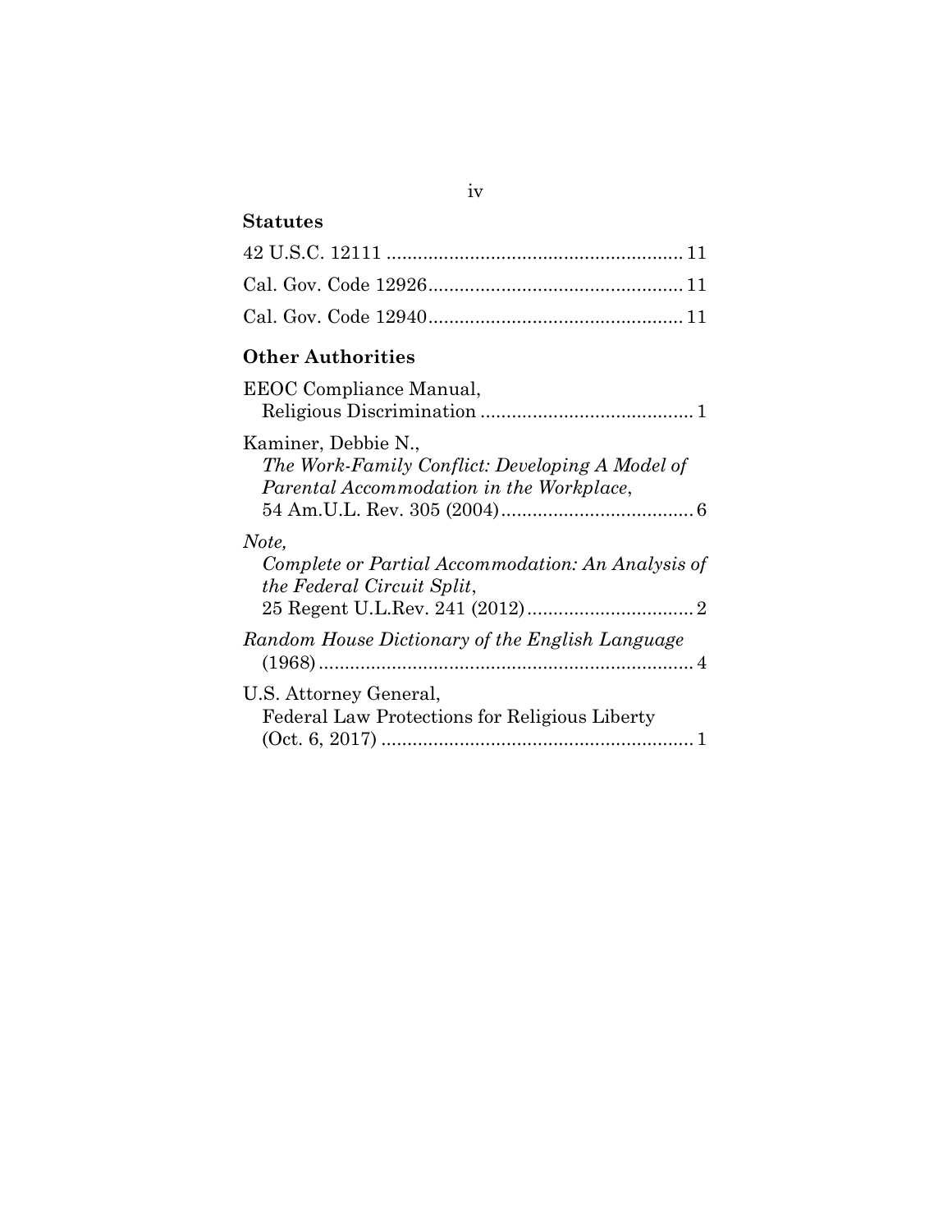## Statutes

42 U.S.C. 12111 ........................................................ 11

Cal. Gov. Code 12926................................................ 11

Cal. Gov. Code 12940................................................ 11

## Other Authorities

EEOC Compliance Manual,
  Religious Discrimination ........................................ 1

Kaminer, Debbie N.,
  *The Work-Family Conflict: Developing A Model of Parental Accommodation in the Workplace*,
  54 Am.U.L. Rev. 305 (2004).................................... 6

*Note,*
  *Complete or Partial Accommodation: An Analysis of the Federal Circuit Split*,
  25 Regent U.L.Rev. 241 (2012)................................ 2

*Random House Dictionary of the English Language*
  (1968) ........................................................................ 4

U.S. Attorney General,
  Federal Law Protections for Religious Liberty
  (Oct. 6, 2017) ........................................................... 1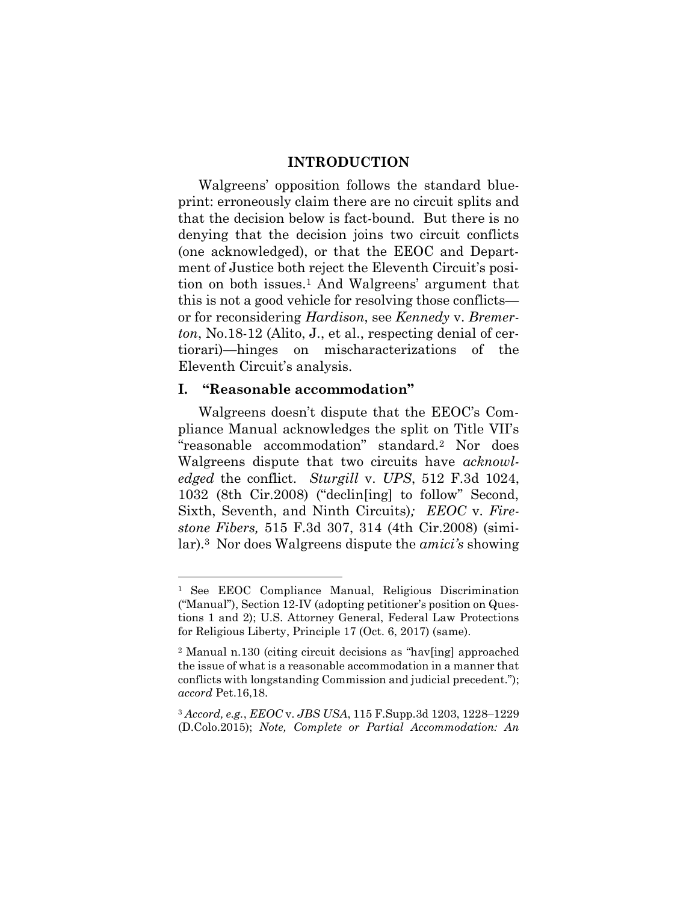## INTRODUCTION

Walgreens' opposition follows the standard blueprint: erroneously claim there are no circuit splits and that the decision below is fact-bound. But there is no denying that the decision joins two circuit conflicts (one acknowledged), or that the EEOC and Department of Justice both reject the Eleventh Circuit's position on both issues.[1] And Walgreens' argument that this is not a good vehicle for resolving those conflicts—or for reconsidering *Hardison*, see *Kennedy* v. *Bremerton*, No.18-12 (Alito, J., et al., respecting denial of certiorari)—hinges on mischaracterizations of the Eleventh Circuit's analysis.

### I. "Reasonable accommodation"

Walgreens doesn't dispute that the EEOC's Compliance Manual acknowledges the split on Title VII's "reasonable accommodation" standard.[2] Nor does Walgreens dispute that two circuits have *acknowledged* the conflict. *Sturgill* v. *UPS*, 512 F.3d 1024, 1032 (8th Cir.2008) ("declin[ing] to follow" Second, Sixth, Seventh, and Ninth Circuits)*;* *EEOC* v. *Firestone Fibers,* 515 F.3d 307, 314 (4th Cir.2008) (similar).[3] Nor does Walgreens dispute the *amici's* showing

---

[1] See EEOC Compliance Manual, Religious Discrimination ("Manual"), Section 12-IV (adopting petitioner's position on Questions 1 and 2); U.S. Attorney General, Federal Law Protections for Religious Liberty, Principle 17 (Oct. 6, 2017) (same).

[2] Manual n.130 (citing circuit decisions as "hav[ing] approached the issue of what is a reasonable accommodation in a manner that conflicts with longstanding Commission and judicial precedent."); *accord* Pet.16,18.

[3] *Accord, e.g.*, *EEOC* v. *JBS USA*, 115 F.Supp.3d 1203, 1228–1229 (D.Colo.2015); *Note, Complete or Partial Accommodation: An*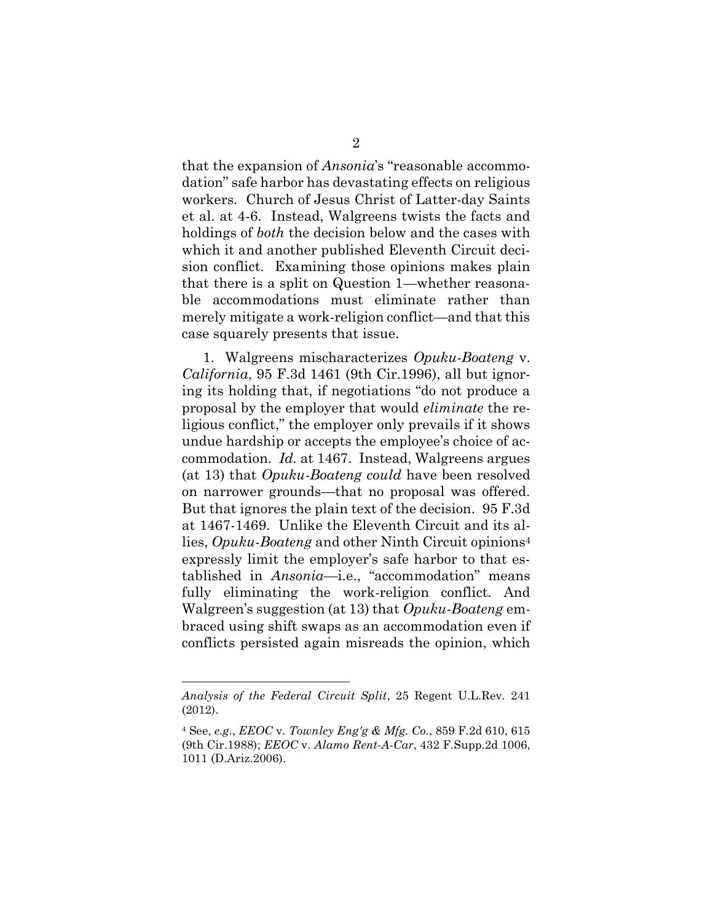that the expansion of *Ansonia*'s "reasonable accommodation" safe harbor has devastating effects on religious workers. Church of Jesus Christ of Latter-day Saints et al. at 4-6. Instead, Walgreens twists the facts and holdings of *both* the decision below and the cases with which it and another published Eleventh Circuit decision conflict. Examining those opinions makes plain that there is a split on Question 1—whether reasonable accommodations must eliminate rather than merely mitigate a work-religion conflict—and that this case squarely presents that issue.

1. Walgreens mischaracterizes *Opuku-Boateng* v. *California*, 95 F.3d 1461 (9th Cir.1996), all but ignoring its holding that, if negotiations "do not produce a proposal by the employer that would *eliminate* the religious conflict," the employer only prevails if it shows undue hardship or accepts the employee's choice of accommodation. *Id.* at 1467. Instead, Walgreens argues (at 13) that *Opuku-Boateng could* have been resolved on narrower grounds—that no proposal was offered. But that ignores the plain text of the decision. 95 F.3d at 1467-1469. Unlike the Eleventh Circuit and its allies, *Opuku-Boateng* and other Ninth Circuit opinions[4] expressly limit the employer's safe harbor to that established in *Ansonia*—i.e., "accommodation" means fully eliminating the work-religion conflict. And Walgreen's suggestion (at 13) that *Opuku-Boateng* embraced using shift swaps as an accommodation even if conflicts persisted again misreads the opinion, which

---

*Analysis of the Federal Circuit Split*, 25 Regent U.L.Rev. 241 (2012).

[4] See, *e.g.*, *EEOC* v. *Townley Eng'g & Mfg. Co.*, 859 F.2d 610, 615 (9th Cir.1988); *EEOC* v. *Alamo Rent-A-Car*, 432 F.Supp.2d 1006, 1011 (D.Ariz.2006).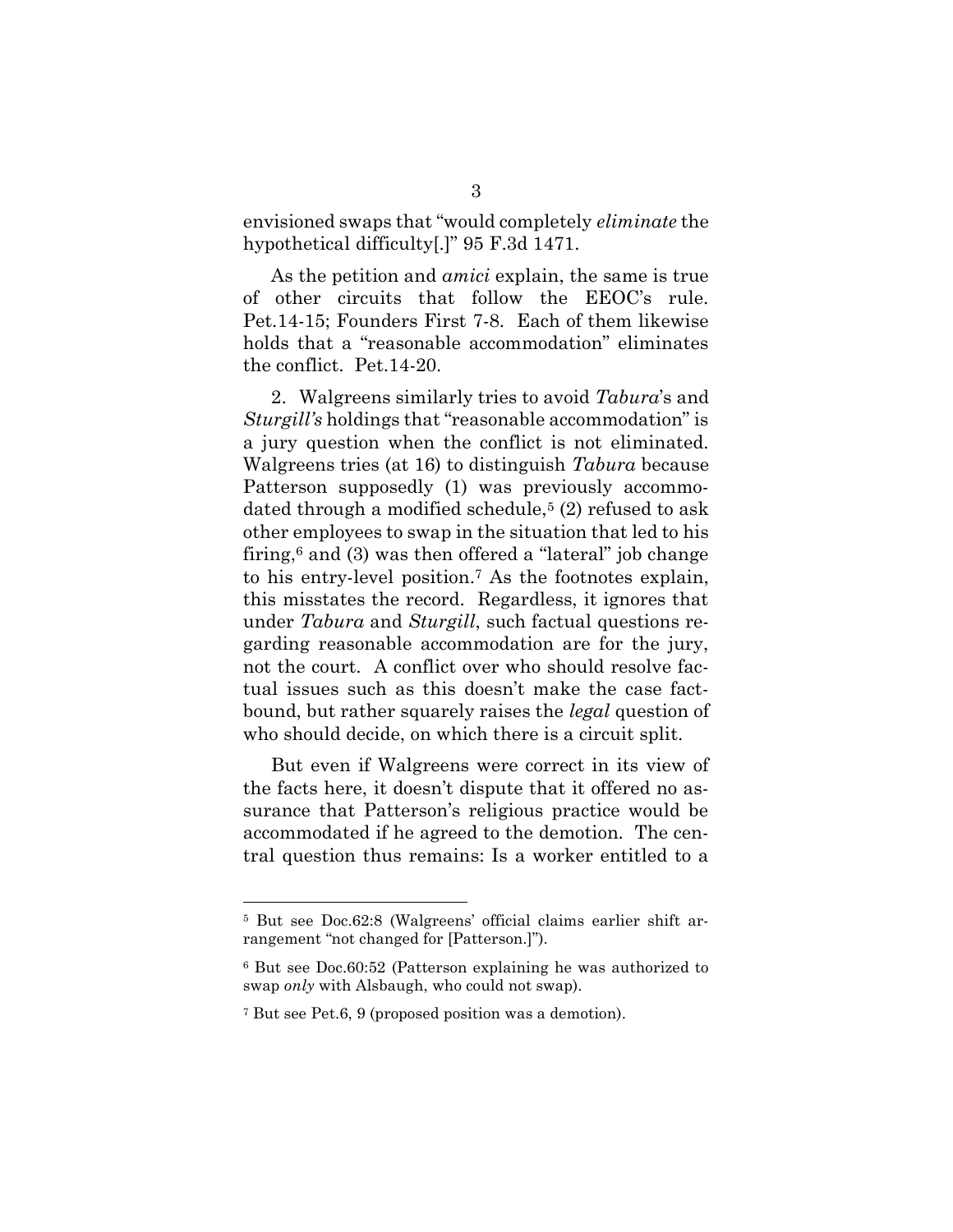envisioned swaps that "would completely *eliminate* the hypothetical difficulty[.]" 95 F.3d 1471.

As the petition and *amici* explain, the same is true of other circuits that follow the EEOC's rule. Pet.14-15; Founders First 7-8. Each of them likewise holds that a "reasonable accommodation" eliminates the conflict. Pet.14-20.

2. Walgreens similarly tries to avoid *Tabura*'s and *Sturgill's* holdings that "reasonable accommodation" is a jury question when the conflict is not eliminated. Walgreens tries (at 16) to distinguish *Tabura* because Patterson supposedly (1) was previously accommodated through a modified schedule,[5] (2) refused to ask other employees to swap in the situation that led to his firing,[6] and (3) was then offered a "lateral" job change to his entry-level position.[7] As the footnotes explain, this misstates the record. Regardless, it ignores that under *Tabura* and *Sturgill*, such factual questions regarding reasonable accommodation are for the jury, not the court. A conflict over who should resolve factual issues such as this doesn't make the case factbound, but rather squarely raises the *legal* question of who should decide, on which there is a circuit split.

But even if Walgreens were correct in its view of the facts here, it doesn't dispute that it offered no assurance that Patterson's religious practice would be accommodated if he agreed to the demotion. The central question thus remains: Is a worker entitled to a

---

[5] But see Doc.62:8 (Walgreens' official claims earlier shift arrangement "not changed for [Patterson.]").

[6] But see Doc.60:52 (Patterson explaining he was authorized to swap *only* with Alsbaugh, who could not swap).

[7] But see Pet.6, 9 (proposed position was a demotion).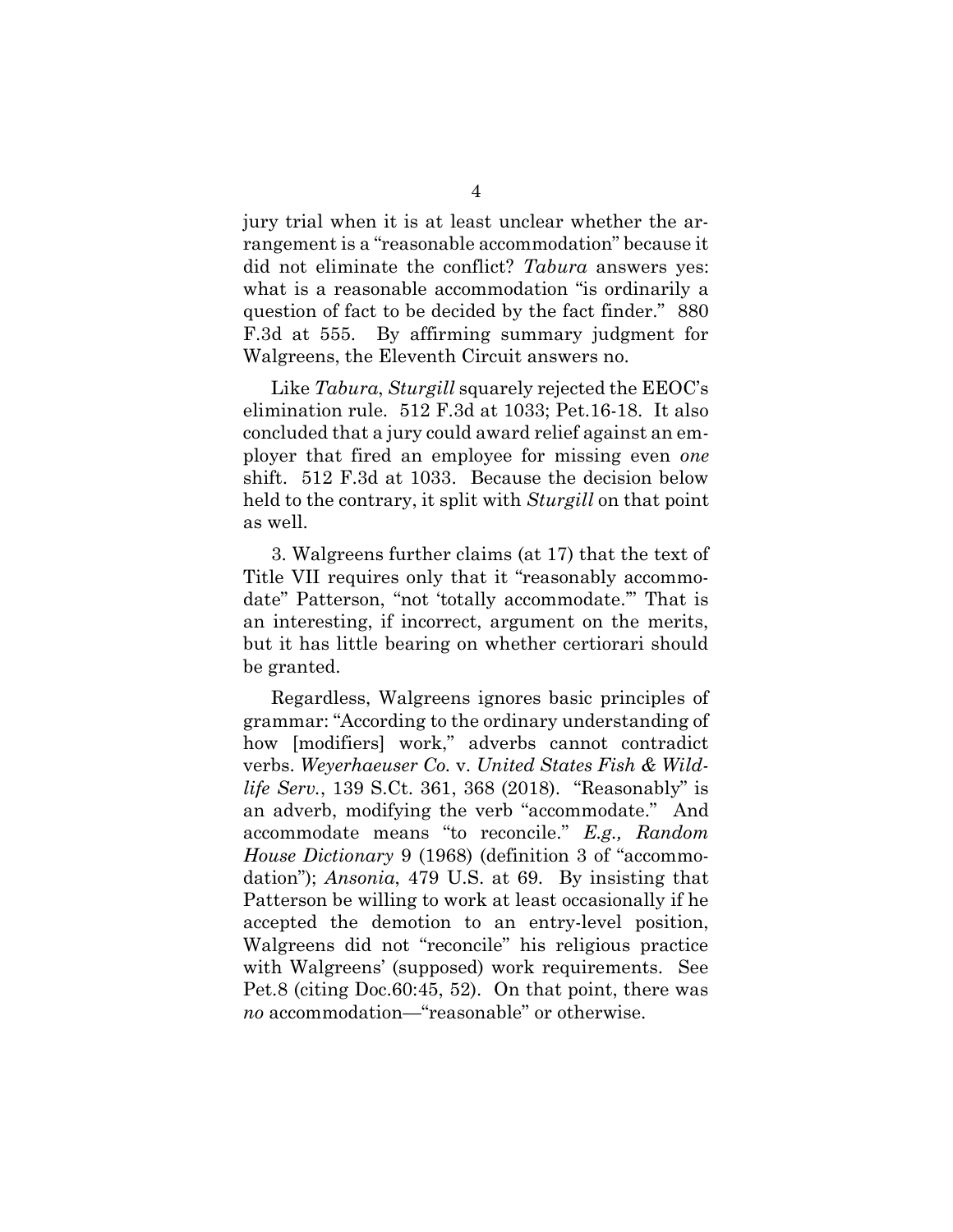jury trial when it is at least unclear whether the arrangement is a "reasonable accommodation" because it did not eliminate the conflict? *Tabura* answers yes: what is a reasonable accommodation "is ordinarily a question of fact to be decided by the fact finder." 880 F.3d at 555. By affirming summary judgment for Walgreens, the Eleventh Circuit answers no.

Like *Tabura*, *Sturgill* squarely rejected the EEOC's elimination rule. 512 F.3d at 1033; Pet.16-18. It also concluded that a jury could award relief against an employer that fired an employee for missing even *one* shift. 512 F.3d at 1033. Because the decision below held to the contrary, it split with *Sturgill* on that point as well.

3. Walgreens further claims (at 17) that the text of Title VII requires only that it "reasonably accommodate" Patterson, "not 'totally accommodate.'" That is an interesting, if incorrect, argument on the merits, but it has little bearing on whether certiorari should be granted.

Regardless, Walgreens ignores basic principles of grammar: "According to the ordinary understanding of how [modifiers] work," adverbs cannot contradict verbs. *Weyerhaeuser Co.* v. *United States Fish & Wildlife Serv.*, 139 S.Ct. 361, 368 (2018). "Reasonably" is an adverb, modifying the verb "accommodate." And accommodate means "to reconcile." *E.g., Random House Dictionary* 9 (1968) (definition 3 of "accommodation"); *Ansonia*, 479 U.S. at 69. By insisting that Patterson be willing to work at least occasionally if he accepted the demotion to an entry-level position, Walgreens did not "reconcile" his religious practice with Walgreens' (supposed) work requirements. See Pet.8 (citing Doc.60:45, 52). On that point, there was *no* accommodation—"reasonable" or otherwise.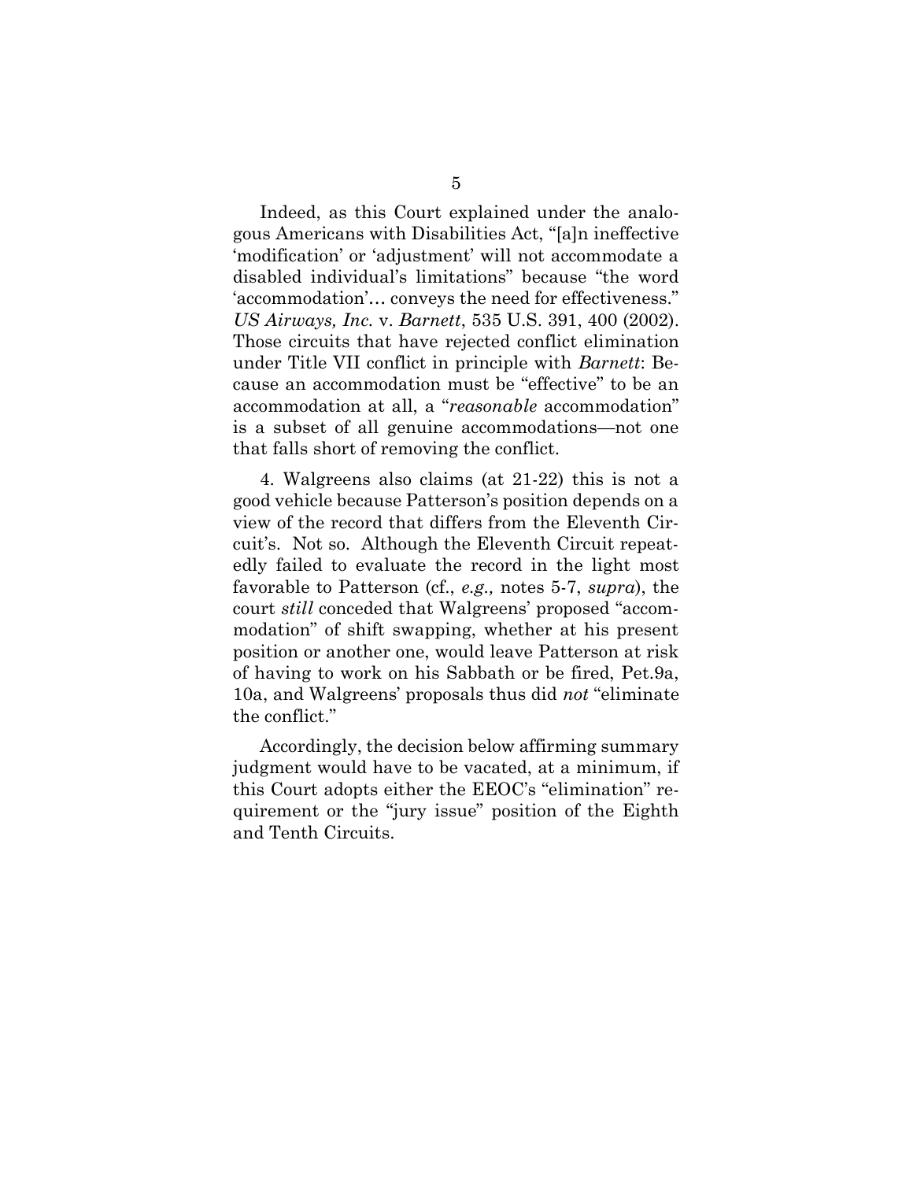Indeed, as this Court explained under the analogous Americans with Disabilities Act, "[a]n ineffective 'modification' or 'adjustment' will not accommodate a disabled individual's limitations" because "the word 'accommodation'… conveys the need for effectiveness." *US Airways, Inc.* v. *Barnett*, 535 U.S. 391, 400 (2002). Those circuits that have rejected conflict elimination under Title VII conflict in principle with *Barnett*: Because an accommodation must be "effective" to be an accommodation at all, a "*reasonable* accommodation" is a subset of all genuine accommodations—not one that falls short of removing the conflict.

4. Walgreens also claims (at 21-22) this is not a good vehicle because Patterson's position depends on a view of the record that differs from the Eleventh Circuit's. Not so. Although the Eleventh Circuit repeatedly failed to evaluate the record in the light most favorable to Patterson (cf., *e.g.,* notes 5-7, *supra*), the court *still* conceded that Walgreens' proposed "accommodation" of shift swapping, whether at his present position or another one, would leave Patterson at risk of having to work on his Sabbath or be fired, Pet.9a, 10a, and Walgreens' proposals thus did *not* "eliminate the conflict."

Accordingly, the decision below affirming summary judgment would have to be vacated, at a minimum, if this Court adopts either the EEOC's "elimination" requirement or the "jury issue" position of the Eighth and Tenth Circuits.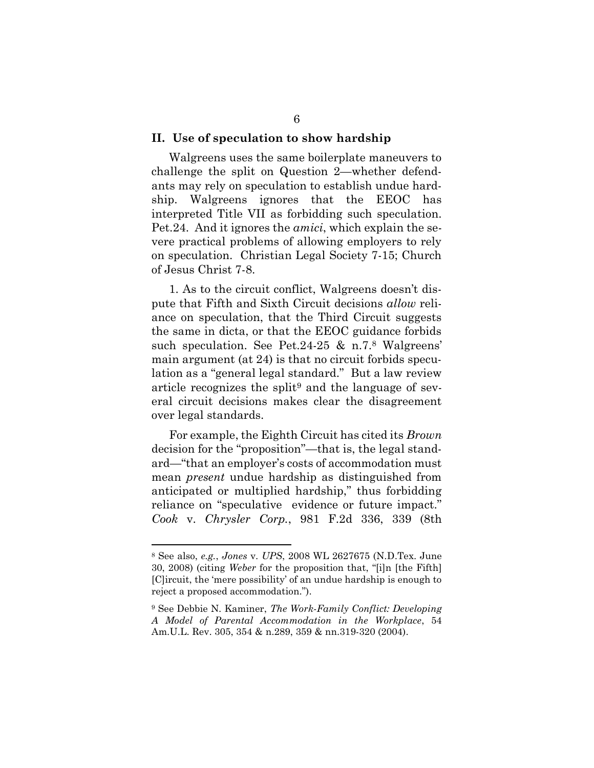## II. Use of speculation to show hardship

Walgreens uses the same boilerplate maneuvers to challenge the split on Question 2—whether defendants may rely on speculation to establish undue hardship. Walgreens ignores that the EEOC has interpreted Title VII as forbidding such speculation. Pet.24. And it ignores the *amici*, which explain the severe practical problems of allowing employers to rely on speculation. Christian Legal Society 7-15; Church of Jesus Christ 7-8.

1. As to the circuit conflict, Walgreens doesn't dispute that Fifth and Sixth Circuit decisions *allow* reliance on speculation, that the Third Circuit suggests the same in dicta, or that the EEOC guidance forbids such speculation. See Pet.24-25 & n.7.[8] Walgreens' main argument (at 24) is that no circuit forbids speculation as a "general legal standard." But a law review article recognizes the split[9] and the language of several circuit decisions makes clear the disagreement over legal standards.

For example, the Eighth Circuit has cited its *Brown* decision for the "proposition"—that is, the legal standard—"that an employer's costs of accommodation must mean *present* undue hardship as distinguished from anticipated or multiplied hardship," thus forbidding reliance on "speculative evidence or future impact." *Cook* v. *Chrysler Corp.*, 981 F.2d 336, 339 (8th

---

[8] See also, *e.g.*, *Jones* v. *UPS*, 2008 WL 2627675 (N.D.Tex. June 30, 2008) (citing *Weber* for the proposition that, "[i]n [the Fifth] [C]ircuit, the 'mere possibility' of an undue hardship is enough to reject a proposed accommodation.").

[9] See Debbie N. Kaminer, *The Work-Family Conflict: Developing A Model of Parental Accommodation in the Workplace*, 54 Am.U.L. Rev. 305, 354 & n.289, 359 & nn.319-320 (2004).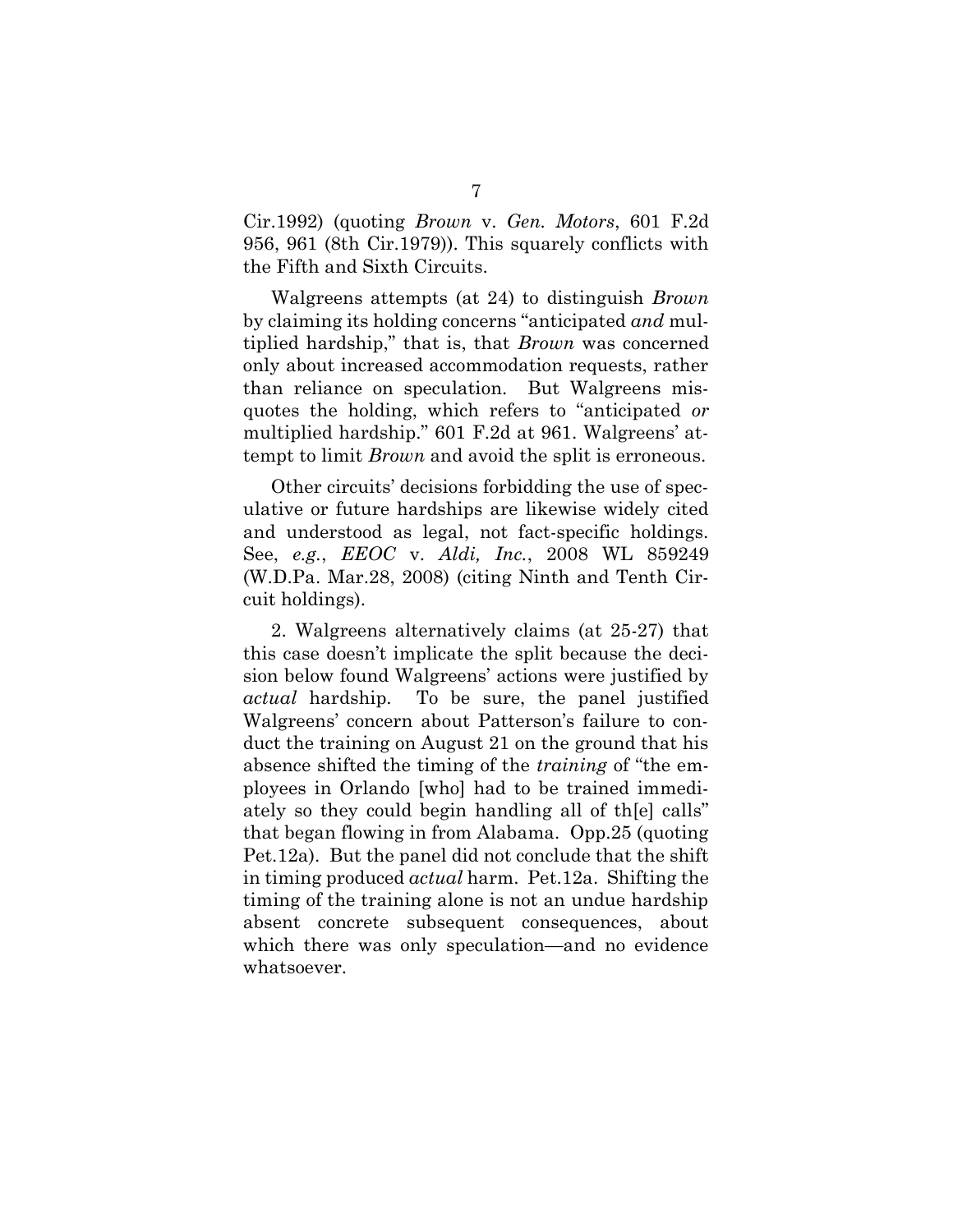Cir.1992) (quoting *Brown* v. *Gen. Motors*, 601 F.2d 956, 961 (8th Cir.1979)). This squarely conflicts with the Fifth and Sixth Circuits.

Walgreens attempts (at 24) to distinguish *Brown* by claiming its holding concerns "anticipated *and* multiplied hardship," that is, that *Brown* was concerned only about increased accommodation requests, rather than reliance on speculation. But Walgreens misquotes the holding, which refers to "anticipated *or* multiplied hardship." 601 F.2d at 961. Walgreens' attempt to limit *Brown* and avoid the split is erroneous.

Other circuits' decisions forbidding the use of speculative or future hardships are likewise widely cited and understood as legal, not fact-specific holdings. See, *e.g.*, *EEOC* v. *Aldi, Inc.*, 2008 WL 859249 (W.D.Pa. Mar.28, 2008) (citing Ninth and Tenth Circuit holdings).

2. Walgreens alternatively claims (at 25-27) that this case doesn't implicate the split because the decision below found Walgreens' actions were justified by *actual* hardship. To be sure, the panel justified Walgreens' concern about Patterson's failure to conduct the training on August 21 on the ground that his absence shifted the timing of the *training* of "the employees in Orlando [who] had to be trained immediately so they could begin handling all of th[e] calls" that began flowing in from Alabama. Opp.25 (quoting Pet.12a). But the panel did not conclude that the shift in timing produced *actual* harm. Pet.12a. Shifting the timing of the training alone is not an undue hardship absent concrete subsequent consequences, about which there was only speculation—and no evidence whatsoever.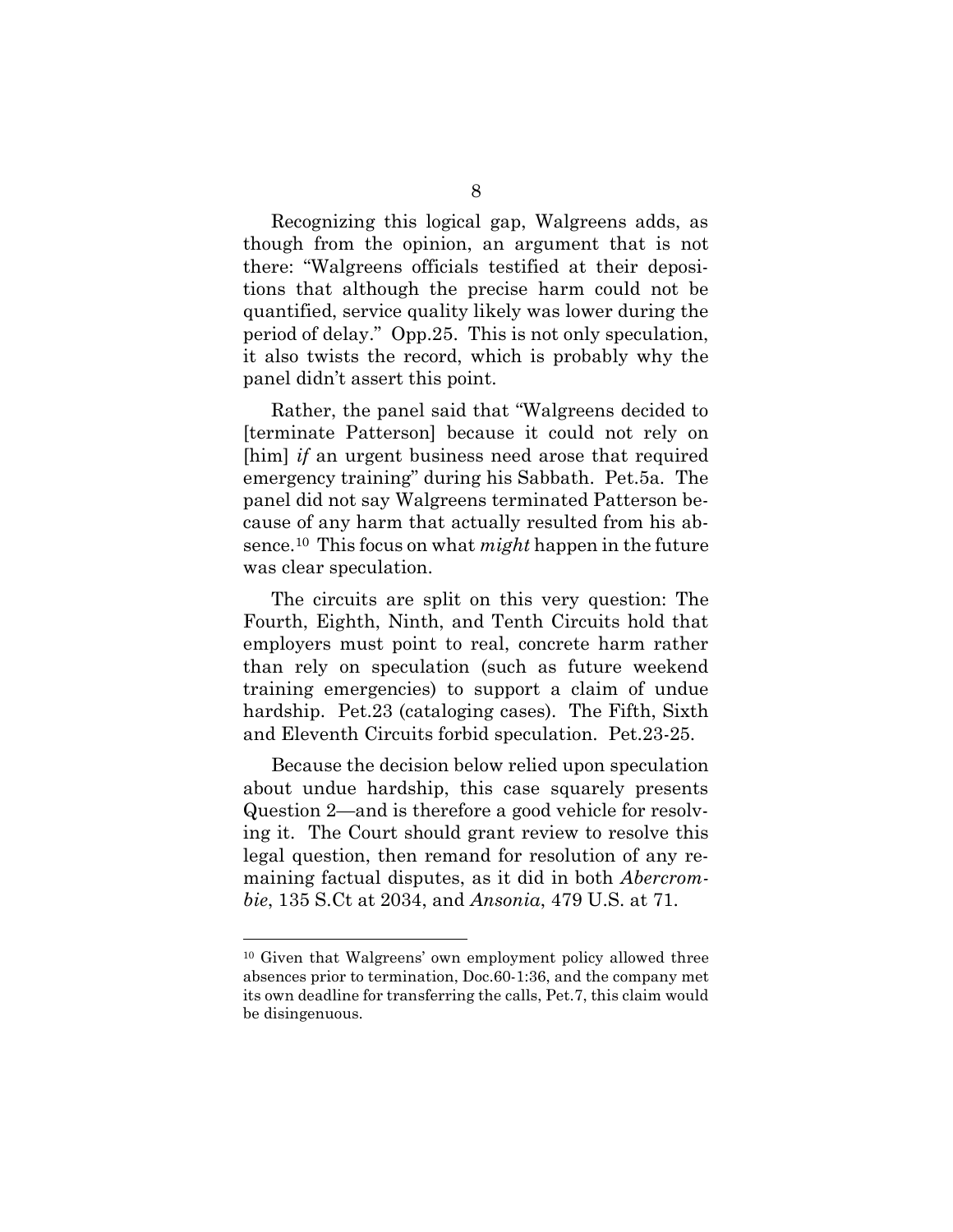Recognizing this logical gap, Walgreens adds, as though from the opinion, an argument that is not there: "Walgreens officials testified at their depositions that although the precise harm could not be quantified, service quality likely was lower during the period of delay." Opp.25. This is not only speculation, it also twists the record, which is probably why the panel didn't assert this point.

Rather, the panel said that "Walgreens decided to [terminate Patterson] because it could not rely on [him] *if* an urgent business need arose that required emergency training" during his Sabbath. Pet.5a. The panel did not say Walgreens terminated Patterson because of any harm that actually resulted from his absence.[10] This focus on what *might* happen in the future was clear speculation.

The circuits are split on this very question: The Fourth, Eighth, Ninth, and Tenth Circuits hold that employers must point to real, concrete harm rather than rely on speculation (such as future weekend training emergencies) to support a claim of undue hardship. Pet.23 (cataloging cases). The Fifth, Sixth and Eleventh Circuits forbid speculation. Pet.23-25.

Because the decision below relied upon speculation about undue hardship, this case squarely presents Question 2—and is therefore a good vehicle for resolving it. The Court should grant review to resolve this legal question, then remand for resolution of any remaining factual disputes, as it did in both *Abercrombie*, 135 S.Ct at 2034, and *Ansonia*, 479 U.S. at 71.

---

[10] Given that Walgreens' own employment policy allowed three absences prior to termination, Doc.60-1:36, and the company met its own deadline for transferring the calls, Pet.7, this claim would be disingenuous.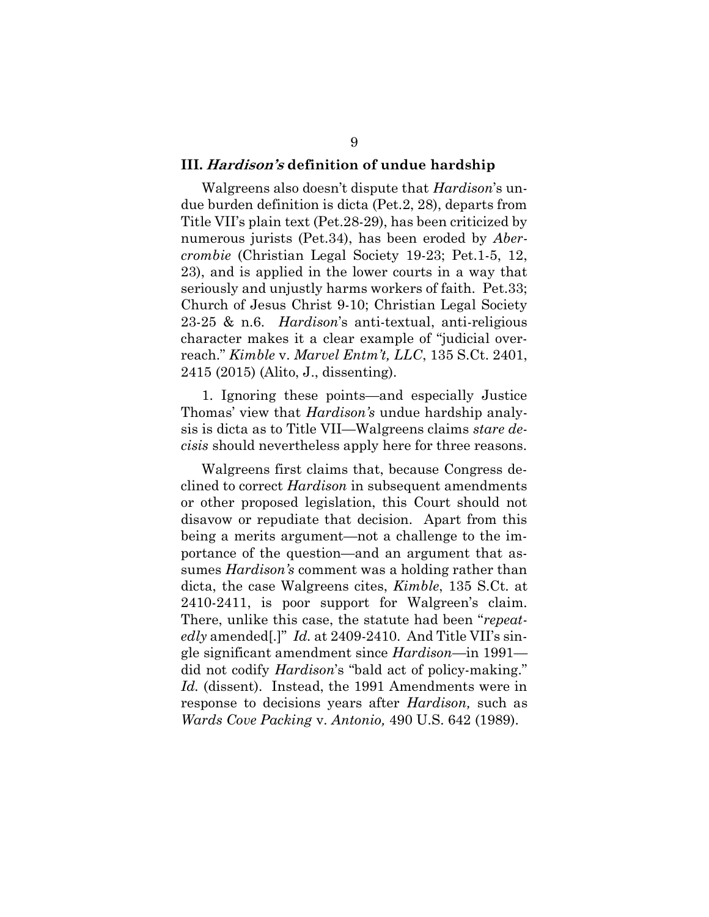### III. *Hardison's* definition of undue hardship

Walgreens also doesn't dispute that *Hardison*'s undue burden definition is dicta (Pet.2, 28), departs from Title VII's plain text (Pet.28-29), has been criticized by numerous jurists (Pet.34), has been eroded by *Abercrombie* (Christian Legal Society 19-23; Pet.1-5, 12, 23), and is applied in the lower courts in a way that seriously and unjustly harms workers of faith. Pet.33; Church of Jesus Christ 9-10; Christian Legal Society 23-25 & n.6. *Hardison*'s anti-textual, anti-religious character makes it a clear example of "judicial overreach." *Kimble* v. *Marvel Entm't, LLC*, 135 S.Ct. 2401, 2415 (2015) (Alito, J., dissenting).

1. Ignoring these points—and especially Justice Thomas' view that *Hardison's* undue hardship analysis is dicta as to Title VII—Walgreens claims *stare decisis* should nevertheless apply here for three reasons.

Walgreens first claims that, because Congress declined to correct *Hardison* in subsequent amendments or other proposed legislation, this Court should not disavow or repudiate that decision. Apart from this being a merits argument—not a challenge to the importance of the question—and an argument that assumes *Hardison's* comment was a holding rather than dicta, the case Walgreens cites, *Kimble*, 135 S.Ct. at 2410-2411, is poor support for Walgreen's claim. There, unlike this case, the statute had been "*repeatedly* amended[.]" *Id.* at 2409-2410. And Title VII's single significant amendment since *Hardison*—in 1991—did not codify *Hardison*'s "bald act of policy-making." *Id.* (dissent). Instead, the 1991 Amendments were in response to decisions years after *Hardison,* such as *Wards Cove Packing* v. *Antonio,* 490 U.S. 642 (1989).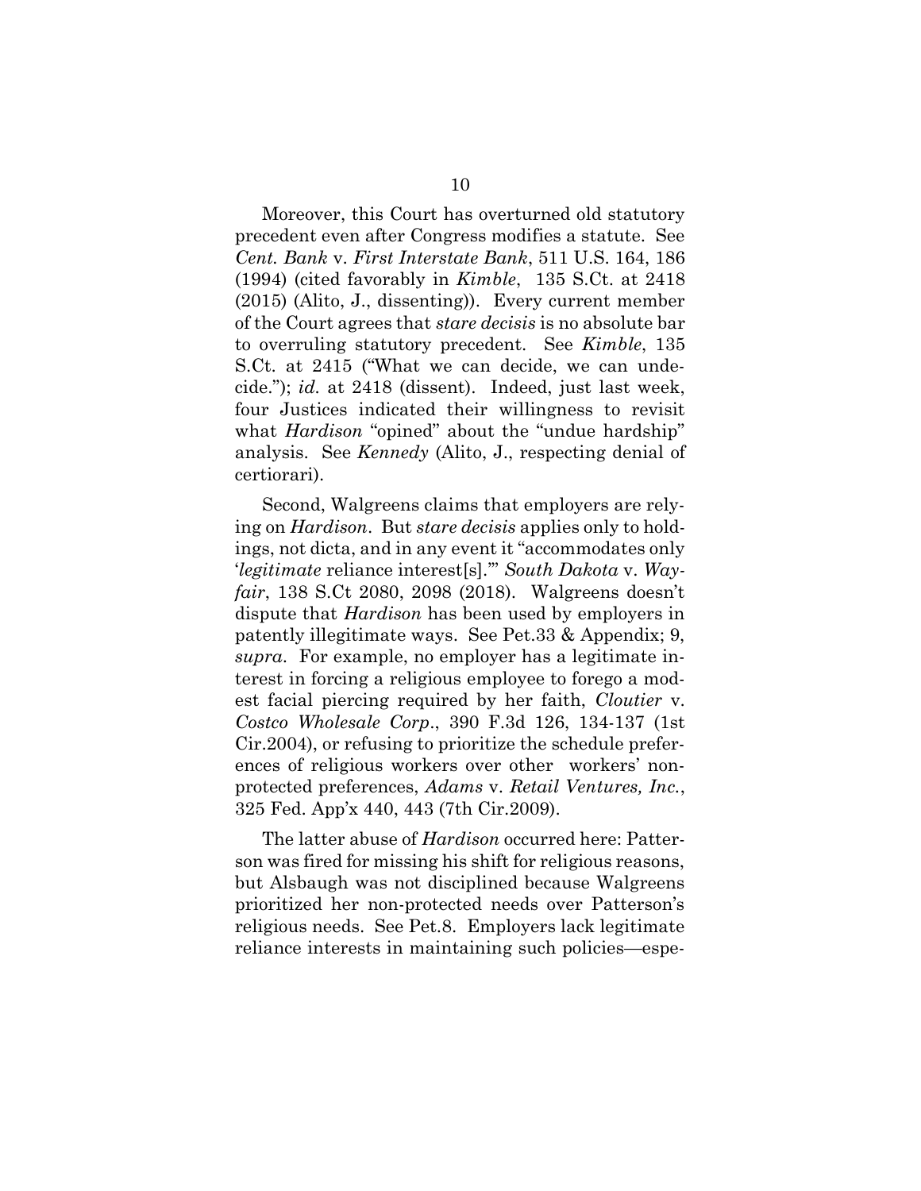Moreover, this Court has overturned old statutory precedent even after Congress modifies a statute. See *Cent. Bank* v. *First Interstate Bank*, 511 U.S. 164, 186 (1994) (cited favorably in *Kimble*, 135 S.Ct. at 2418 (2015) (Alito, J., dissenting)). Every current member of the Court agrees that *stare decisis* is no absolute bar to overruling statutory precedent. See *Kimble*, 135 S.Ct. at 2415 ("What we can decide, we can undecide."); *id.* at 2418 (dissent). Indeed, just last week, four Justices indicated their willingness to revisit what *Hardison* "opined" about the "undue hardship" analysis. See *Kennedy* (Alito, J., respecting denial of certiorari).

Second, Walgreens claims that employers are relying on *Hardison*. But *stare decisis* applies only to holdings, not dicta, and in any event it "accommodates only '*legitimate* reliance interest[s].'" *South Dakota* v. *Wayfair*, 138 S.Ct 2080, 2098 (2018). Walgreens doesn't dispute that *Hardison* has been used by employers in patently illegitimate ways. See Pet.33 & Appendix; 9, *supra*. For example, no employer has a legitimate interest in forcing a religious employee to forego a modest facial piercing required by her faith, *Cloutier* v. *Costco Wholesale Corp*., 390 F.3d 126, 134-137 (1st Cir.2004), or refusing to prioritize the schedule preferences of religious workers over other workers' non-protected preferences, *Adams* v. *Retail Ventures, Inc.*, 325 Fed. App'x 440, 443 (7th Cir.2009).

The latter abuse of *Hardison* occurred here: Patterson was fired for missing his shift for religious reasons, but Alsbaugh was not disciplined because Walgreens prioritized her non-protected needs over Patterson's religious needs. See Pet.8. Employers lack legitimate reliance interests in maintaining such policies—espe-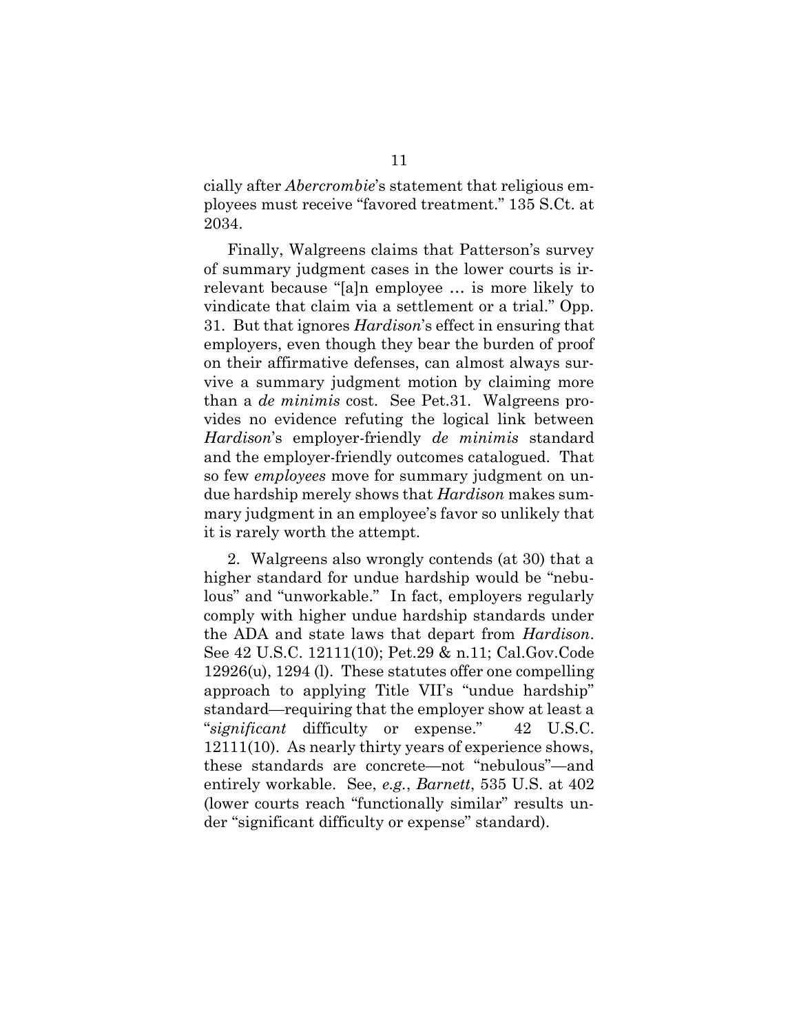cially after *Abercrombie*'s statement that religious employees must receive "favored treatment." 135 S.Ct. at 2034.

Finally, Walgreens claims that Patterson's survey of summary judgment cases in the lower courts is irrelevant because "[a]n employee … is more likely to vindicate that claim via a settlement or a trial." Opp. 31. But that ignores *Hardison*'s effect in ensuring that employers, even though they bear the burden of proof on their affirmative defenses, can almost always survive a summary judgment motion by claiming more than a *de minimis* cost. See Pet.31. Walgreens provides no evidence refuting the logical link between *Hardison*'s employer-friendly *de minimis* standard and the employer-friendly outcomes catalogued. That so few *employees* move for summary judgment on undue hardship merely shows that *Hardison* makes summary judgment in an employee's favor so unlikely that it is rarely worth the attempt.

2. Walgreens also wrongly contends (at 30) that a higher standard for undue hardship would be "nebulous" and "unworkable." In fact, employers regularly comply with higher undue hardship standards under the ADA and state laws that depart from *Hardison*. See 42 U.S.C. 12111(10); Pet.29 & n.11; Cal.Gov.Code 12926(u), 1294 (l). These statutes offer one compelling approach to applying Title VII's "undue hardship" standard—requiring that the employer show at least a "*significant* difficulty or expense." 42 U.S.C. 12111(10). As nearly thirty years of experience shows, these standards are concrete—not "nebulous"—and entirely workable. See, *e.g.*, *Barnett*, 535 U.S. at 402 (lower courts reach "functionally similar" results under "significant difficulty or expense" standard).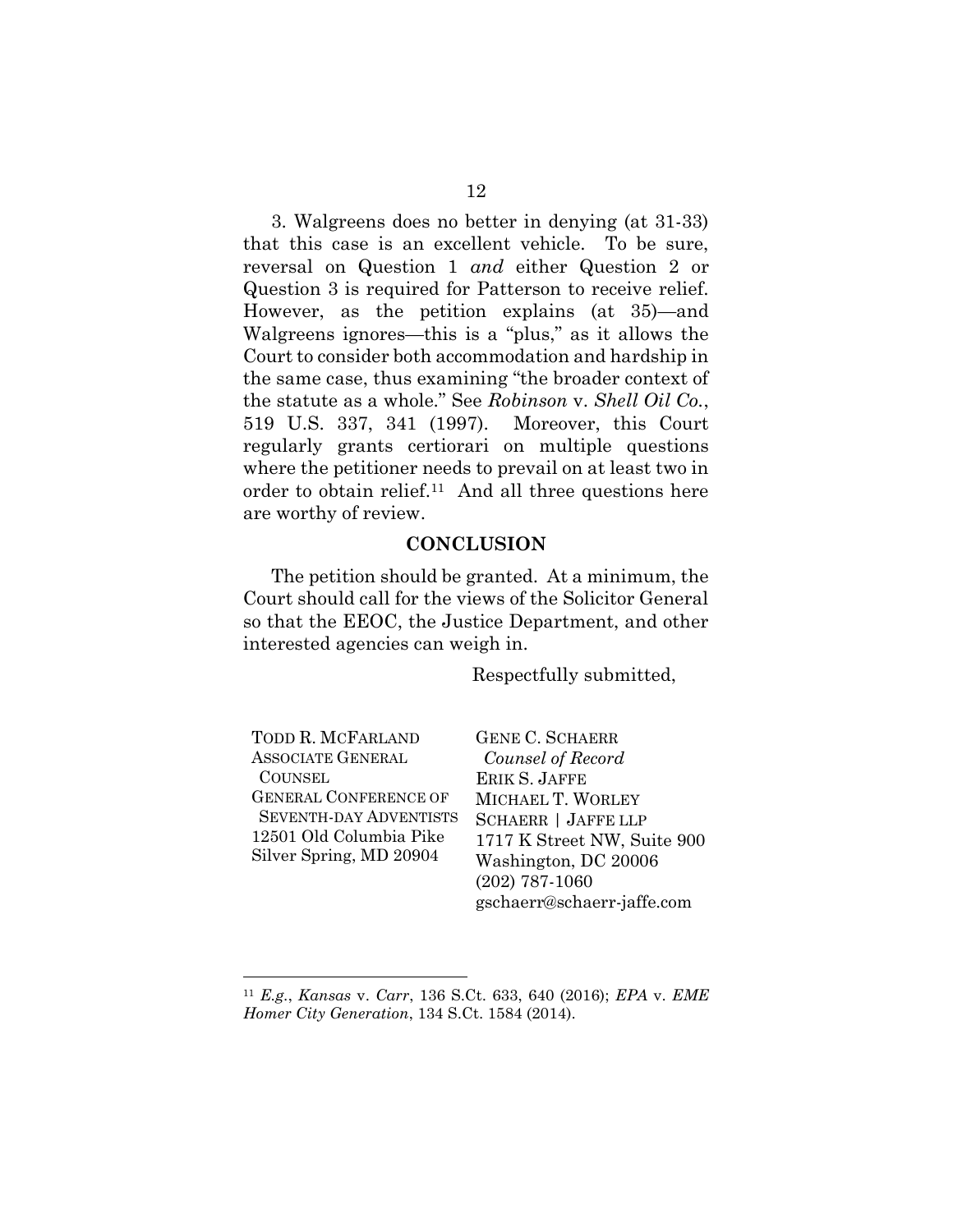3. Walgreens does no better in denying (at 31-33) that this case is an excellent vehicle. To be sure, reversal on Question 1 *and* either Question 2 or Question 3 is required for Patterson to receive relief. However, as the petition explains (at 35)—and Walgreens ignores—this is a "plus," as it allows the Court to consider both accommodation and hardship in the same case, thus examining "the broader context of the statute as a whole." See *Robinson* v. *Shell Oil Co.*, 519 U.S. 337, 341 (1997). Moreover, this Court regularly grants certiorari on multiple questions where the petitioner needs to prevail on at least two in order to obtain relief.[11] And all three questions here are worthy of review.

## CONCLUSION

The petition should be granted. At a minimum, the Court should call for the views of the Solicitor General so that the EEOC, the Justice Department, and other interested agencies can weigh in.

Respectfully submitted,

TODD R. MCFARLAND
ASSOCIATE GENERAL COUNSEL
GENERAL CONFERENCE OF SEVENTH-DAY ADVENTISTS
12501 Old Columbia Pike
Silver Spring, MD 20904

GENE C. SCHAERR
*Counsel of Record*
ERIK S. JAFFE
MICHAEL T. WORLEY
SCHAERR | JAFFE LLP
1717 K Street NW, Suite 900
Washington, DC 20006
(202) 787-1060
gschaerr@schaerr-jaffe.com

---

[11] *E.g.*, *Kansas* v. *Carr*, 136 S.Ct. 633, 640 (2016); *EPA* v. *EME Homer City Generation*, 134 S.Ct. 1584 (2014).